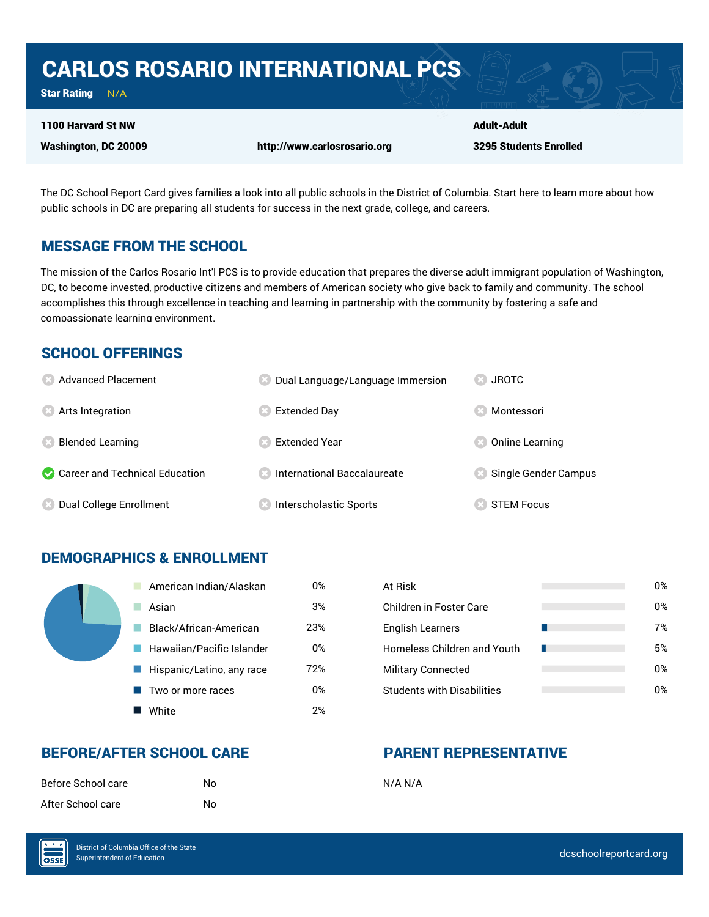# CARLOS ROSARIO INTERNATIONAL PCS

**Star Rating** N/A

**1100 Harvard St NW**
**Washington, DC 20009**

**http://www.carlosrosario.org**

**Adult-Adult**
**3295 Students Enrolled**

The DC School Report Card gives families a look into all public schools in the District of Columbia. Start here to learn more about how public schools in DC are preparing all students for success in the next grade, college, and careers.

## MESSAGE FROM THE SCHOOL

The mission of the Carlos Rosario Int'l PCS is to provide education that prepares the diverse adult immigrant population of Washington, DC, to become invested, productive citizens and members of American society who give back to family and community. The school accomplishes this through excellence in teaching and learning in partnership with the community by fostering a safe and compassionate learning environment.

## SCHOOL OFFERINGS

| Offering | Available |
|---|---|
| Advanced Placement | No |
| Arts Integration | No |
| Blended Learning | No |
| Career and Technical Education | Yes |
| Dual College Enrollment | No |
| Dual Language/Language Immersion | No |
| Extended Day | No |
| Extended Year | No |
| International Baccalaureate | No |
| Interscholastic Sports | No |
| JROTC | No |
| Montessori | No |
| Online Learning | No |
| Single Gender Campus | No |
| STEM Focus | No |

## DEMOGRAPHICS & ENROLLMENT

| Race/Ethnicity | Percent |
|---|---|
| American Indian/Alaskan | 0% |
| Asian | 3% |
| Black/African-American | 23% |
| Hawaiian/Pacific Islander | 0% |
| Hispanic/Latino, any race | 72% |
| Two or more races | 0% |
| White | 2% |

| Student Group | Percent |
|---|---|
| At Risk | 0% |
| Children in Foster Care | 0% |
| English Learners | 7% |
| Homeless Children and Youth | 5% |
| Military Connected | 0% |
| Students with Disabilities | 0% |

## BEFORE/AFTER SCHOOL CARE

| | |
|---|---|
| Before School care | No |
| After School care | No |

## PARENT REPRESENTATIVE

N/A N/A

District of Columbia Office of the State Superintendent of Education

dcschoolreportcard.org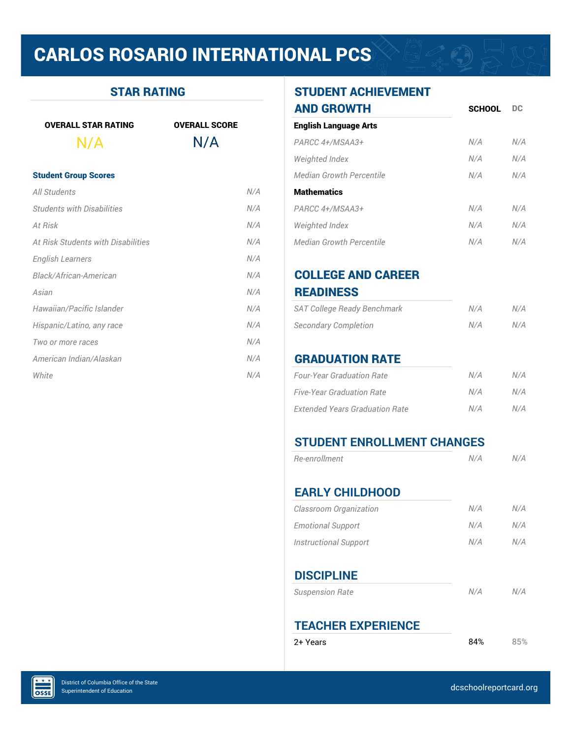# CARLOS ROSARIO INTERNATIONAL PCS

## STAR RATING

| OVERALL STAR RATING | OVERALL SCORE |
|---|---|
| N/A | N/A |

**Student Group Scores**

| | |
|---|---|
| *All Students* | *N/A* |
| *Students with Disabilities* | *N/A* |
| *At Risk* | *N/A* |
| *At Risk Students with Disabilities* | *N/A* |
| *English Learners* | *N/A* |
| *Black/African-American* | *N/A* |
| *Asian* | *N/A* |
| *Hawaiian/Pacific Islander* | *N/A* |
| *Hispanic/Latino, any race* | *N/A* |
| *Two or more races* | *N/A* |
| *American Indian/Alaskan* | *N/A* |
| *White* | *N/A* |

## STUDENT ACHIEVEMENT AND GROWTH

| | SCHOOL | DC |
|---|---|---|
| **English Language Arts** | | |
| *PARCC 4+/MSAA3+* | *N/A* | *N/A* |
| *Weighted Index* | *N/A* | *N/A* |
| *Median Growth Percentile* | *N/A* | *N/A* |
| **Mathematics** | | |
| *PARCC 4+/MSAA3+* | *N/A* | *N/A* |
| *Weighted Index* | *N/A* | *N/A* |
| *Median Growth Percentile* | *N/A* | *N/A* |

## COLLEGE AND CAREER READINESS

| | | |
|---|---|---|
| *SAT College Ready Benchmark* | *N/A* | *N/A* |
| *Secondary Completion* | *N/A* | *N/A* |

## GRADUATION RATE

| | | |
|---|---|---|
| *Four-Year Graduation Rate* | *N/A* | *N/A* |
| *Five-Year Graduation Rate* | *N/A* | *N/A* |
| *Extended Years Graduation Rate* | *N/A* | *N/A* |

## STUDENT ENROLLMENT CHANGES

| | | |
|---|---|---|
| *Re-enrollment* | *N/A* | *N/A* |

## EARLY CHILDHOOD

| | | |
|---|---|---|
| *Classroom Organization* | *N/A* | *N/A* |
| *Emotional Support* | *N/A* | *N/A* |
| *Instructional Support* | *N/A* | *N/A* |

## DISCIPLINE

| | | |
|---|---|---|
| *Suspension Rate* | *N/A* | *N/A* |

## TEACHER EXPERIENCE

| | | |
|---|---|---|
| 2+ Years | 84% | 85% |

District of Columbia Office of the State Superintendent of Education

dcschoolreportcard.org